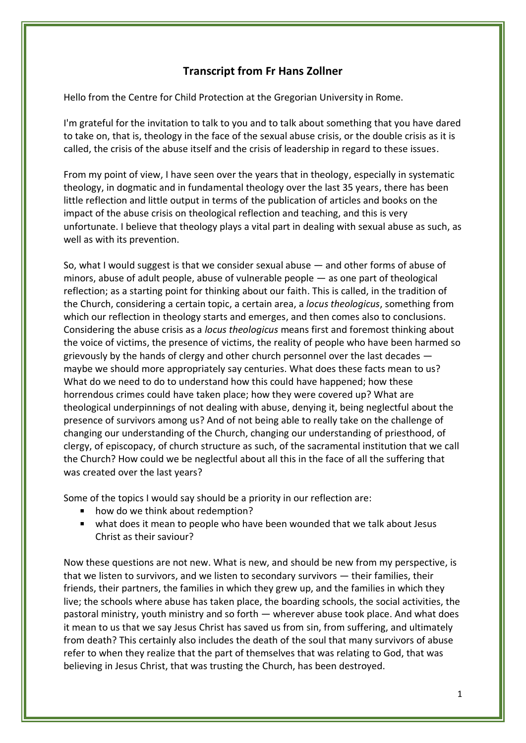# Transcript from Fr Hans Zollner

Hello from the Centre for Child Protection at the Gregorian University in Rome.

I'm grateful for the invitation to talk to you and to talk about something that you have dared to take on, that is, theology in the face of the sexual abuse crisis, or the double crisis as it is called, the crisis of the abuse itself and the crisis of leadership in regard to these issues.

From my point of view, I have seen over the years that in theology, especially in systematic theology, in dogmatic and in fundamental theology over the last 35 years, there has been little reflection and little output in terms of the publication of articles and books on the impact of the abuse crisis on theological reflection and teaching, and this is very unfortunate. I believe that theology plays a vital part in dealing with sexual abuse as such, as well as with its prevention.

So, what I would suggest is that we consider sexual abuse — and other forms of abuse of minors, abuse of adult people, abuse of vulnerable people — as one part of theological reflection; as a starting point for thinking about our faith. This is called, in the tradition of the Church, considering a certain topic, a certain area, a *locus theologicus*, something from which our reflection in theology starts and emerges, and then comes also to conclusions. Considering the abuse crisis as a *locus theologicus* means first and foremost thinking about the voice of victims, the presence of victims, the reality of people who have been harmed so grievously by the hands of clergy and other church personnel over the last decades — maybe we should more appropriately say centuries. What does these facts mean to us? What do we need to do to understand how this could have happened; how these horrendous crimes could have taken place; how they were covered up? What are theological underpinnings of not dealing with abuse, denying it, being neglectful about the presence of survivors among us? And of not being able to really take on the challenge of changing our understanding of the Church, changing our understanding of priesthood, of clergy, of episcopacy, of church structure as such, of the sacramental institution that we call the Church? How could we be neglectful about all this in the face of all the suffering that was created over the last years?

Some of the topics I would say should be a priority in our reflection are:

- how do we think about redemption?
- what does it mean to people who have been wounded that we talk about Jesus Christ as their saviour?

Now these questions are not new. What is new, and should be new from my perspective, is that we listen to survivors, and we listen to secondary survivors — their families, their friends, their partners, the families in which they grew up, and the families in which they live; the schools where abuse has taken place, the boarding schools, the social activities, the pastoral ministry, youth ministry and so forth — wherever abuse took place. And what does it mean to us that we say Jesus Christ has saved us from sin, from suffering, and ultimately from death? This certainly also includes the death of the soul that many survivors of abuse refer to when they realize that the part of themselves that was relating to God, that was believing in Jesus Christ, that was trusting the Church, has been destroyed.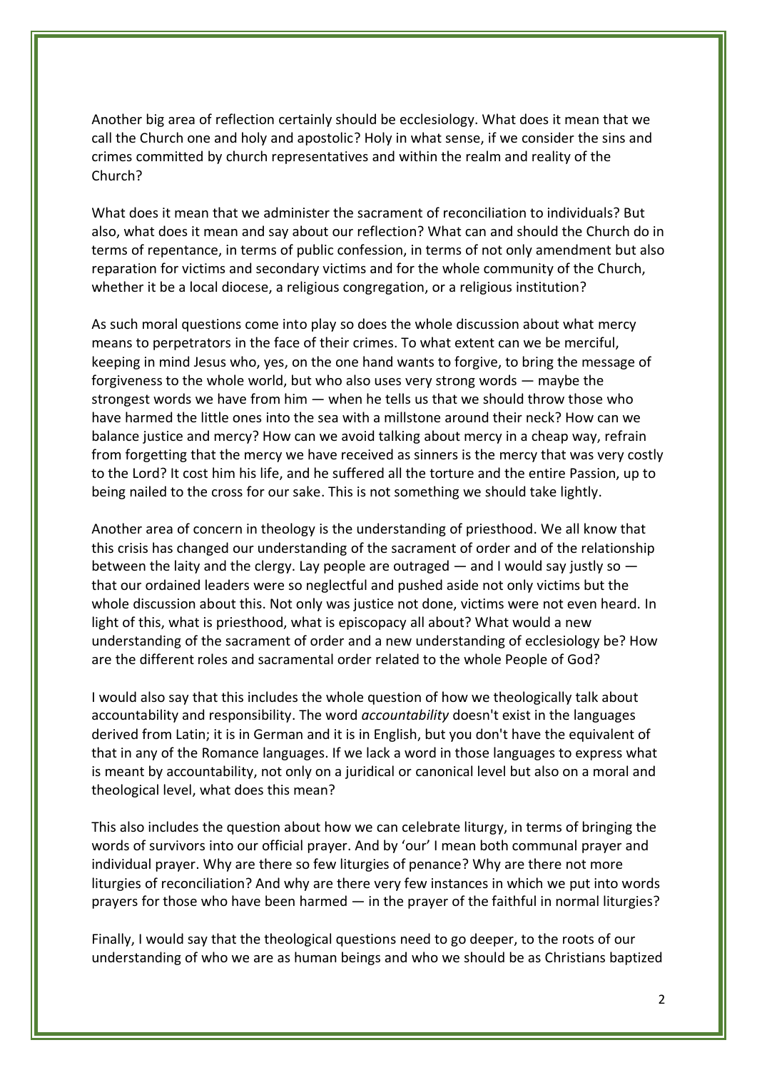Another big area of reflection certainly should be ecclesiology. What does it mean that we call the Church one and holy and apostolic? Holy in what sense, if we consider the sins and crimes committed by church representatives and within the realm and reality of the Church?

What does it mean that we administer the sacrament of reconciliation to individuals? But also, what does it mean and say about our reflection? What can and should the Church do in terms of repentance, in terms of public confession, in terms of not only amendment but also reparation for victims and secondary victims and for the whole community of the Church, whether it be a local diocese, a religious congregation, or a religious institution?

As such moral questions come into play so does the whole discussion about what mercy means to perpetrators in the face of their crimes. To what extent can we be merciful, keeping in mind Jesus who, yes, on the one hand wants to forgive, to bring the message of forgiveness to the whole world, but who also uses very strong words — maybe the strongest words we have from him — when he tells us that we should throw those who have harmed the little ones into the sea with a millstone around their neck? How can we balance justice and mercy? How can we avoid talking about mercy in a cheap way, refrain from forgetting that the mercy we have received as sinners is the mercy that was very costly to the Lord? It cost him his life, and he suffered all the torture and the entire Passion, up to being nailed to the cross for our sake. This is not something we should take lightly.

Another area of concern in theology is the understanding of priesthood. We all know that this crisis has changed our understanding of the sacrament of order and of the relationship between the laity and the clergy. Lay people are outraged — and I would say justly so — that our ordained leaders were so neglectful and pushed aside not only victims but the whole discussion about this. Not only was justice not done, victims were not even heard. In light of this, what is priesthood, what is episcopacy all about? What would a new understanding of the sacrament of order and a new understanding of ecclesiology be? How are the different roles and sacramental order related to the whole People of God?

I would also say that this includes the whole question of how we theologically talk about accountability and responsibility. The word *accountability* doesn't exist in the languages derived from Latin; it is in German and it is in English, but you don't have the equivalent of that in any of the Romance languages. If we lack a word in those languages to express what is meant by accountability, not only on a juridical or canonical level but also on a moral and theological level, what does this mean?

This also includes the question about how we can celebrate liturgy, in terms of bringing the words of survivors into our official prayer. And by 'our' I mean both communal prayer and individual prayer. Why are there so few liturgies of penance? Why are there not more liturgies of reconciliation? And why are there very few instances in which we put into words prayers for those who have been harmed — in the prayer of the faithful in normal liturgies?

Finally, I would say that the theological questions need to go deeper, to the roots of our understanding of who we are as human beings and who we should be as Christians baptized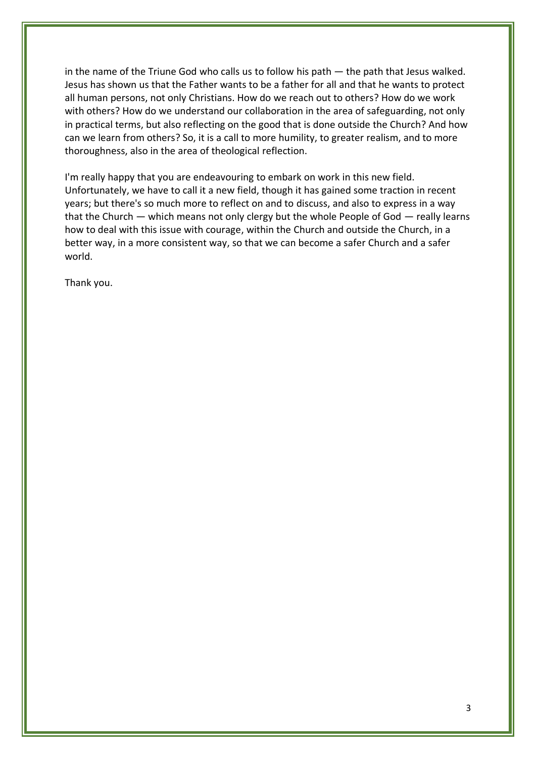in the name of the Triune God who calls us to follow his path — the path that Jesus walked. Jesus has shown us that the Father wants to be a father for all and that he wants to protect all human persons, not only Christians. How do we reach out to others? How do we work with others? How do we understand our collaboration in the area of safeguarding, not only in practical terms, but also reflecting on the good that is done outside the Church? And how can we learn from others? So, it is a call to more humility, to greater realism, and to more thoroughness, also in the area of theological reflection.

I'm really happy that you are endeavouring to embark on work in this new field. Unfortunately, we have to call it a new field, though it has gained some traction in recent years; but there's so much more to reflect on and to discuss, and also to express in a way that the Church — which means not only clergy but the whole People of God — really learns how to deal with this issue with courage, within the Church and outside the Church, in a better way, in a more consistent way, so that we can become a safer Church and a safer world.

Thank you.